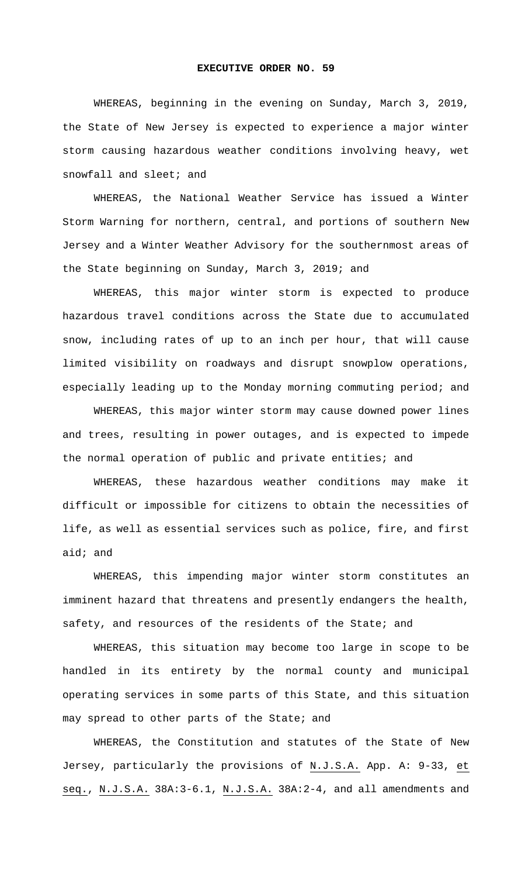**EXECUTIVE ORDER NO. 59**

WHEREAS, beginning in the evening on Sunday, March 3, 2019, the State of New Jersey is expected to experience a major winter storm causing hazardous weather conditions involving heavy, wet snowfall and sleet; and

WHEREAS, the National Weather Service has issued a Winter Storm Warning for northern, central, and portions of southern New Jersey and a Winter Weather Advisory for the southernmost areas of the State beginning on Sunday, March 3, 2019; and

WHEREAS, this major winter storm is expected to produce hazardous travel conditions across the State due to accumulated snow, including rates of up to an inch per hour, that will cause limited visibility on roadways and disrupt snowplow operations, especially leading up to the Monday morning commuting period; and

WHEREAS, this major winter storm may cause downed power lines and trees, resulting in power outages, and is expected to impede the normal operation of public and private entities; and

WHEREAS, these hazardous weather conditions may make it difficult or impossible for citizens to obtain the necessities of life, as well as essential services such as police, fire, and first aid; and

WHEREAS, this impending major winter storm constitutes an imminent hazard that threatens and presently endangers the health, safety, and resources of the residents of the State; and

WHEREAS, this situation may become too large in scope to be handled in its entirety by the normal county and municipal operating services in some parts of this State, and this situation may spread to other parts of the State; and

WHEREAS, the Constitution and statutes of the State of New Jersey, particularly the provisions of N.J.S.A. App. A: 9-33, et seq., N.J.S.A. 38A:3-6.1, N.J.S.A. 38A:2-4, and all amendments and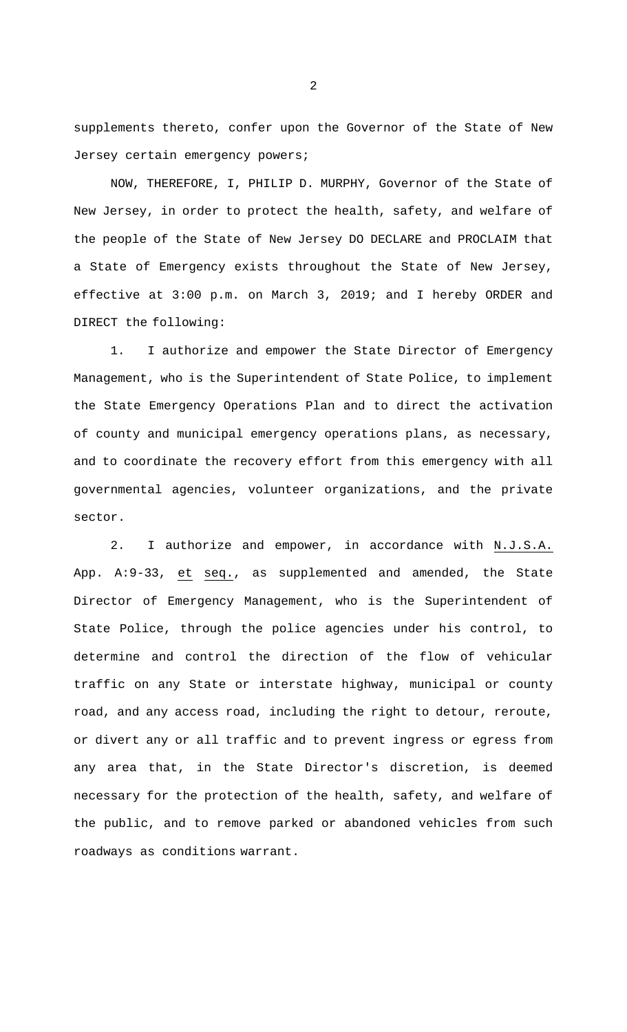supplements thereto, confer upon the Governor of the State of New Jersey certain emergency powers;

NOW, THEREFORE, I, PHILIP D. MURPHY, Governor of the State of New Jersey, in order to protect the health, safety, and welfare of the people of the State of New Jersey DO DECLARE and PROCLAIM that a State of Emergency exists throughout the State of New Jersey, effective at 3:00 p.m. on March 3, 2019; and I hereby ORDER and DIRECT the following:

1. I authorize and empower the State Director of Emergency Management, who is the Superintendent of State Police, to implement the State Emergency Operations Plan and to direct the activation of county and municipal emergency operations plans, as necessary, and to coordinate the recovery effort from this emergency with all governmental agencies, volunteer organizations, and the private sector.

2. I authorize and empower, in accordance with N.J.S.A. App. A:9-33, et seq., as supplemented and amended, the State Director of Emergency Management, who is the Superintendent of State Police, through the police agencies under his control, to determine and control the direction of the flow of vehicular traffic on any State or interstate highway, municipal or county road, and any access road, including the right to detour, reroute, or divert any or all traffic and to prevent ingress or egress from any area that, in the State Director's discretion, is deemed necessary for the protection of the health, safety, and welfare of the public, and to remove parked or abandoned vehicles from such roadways as conditions warrant.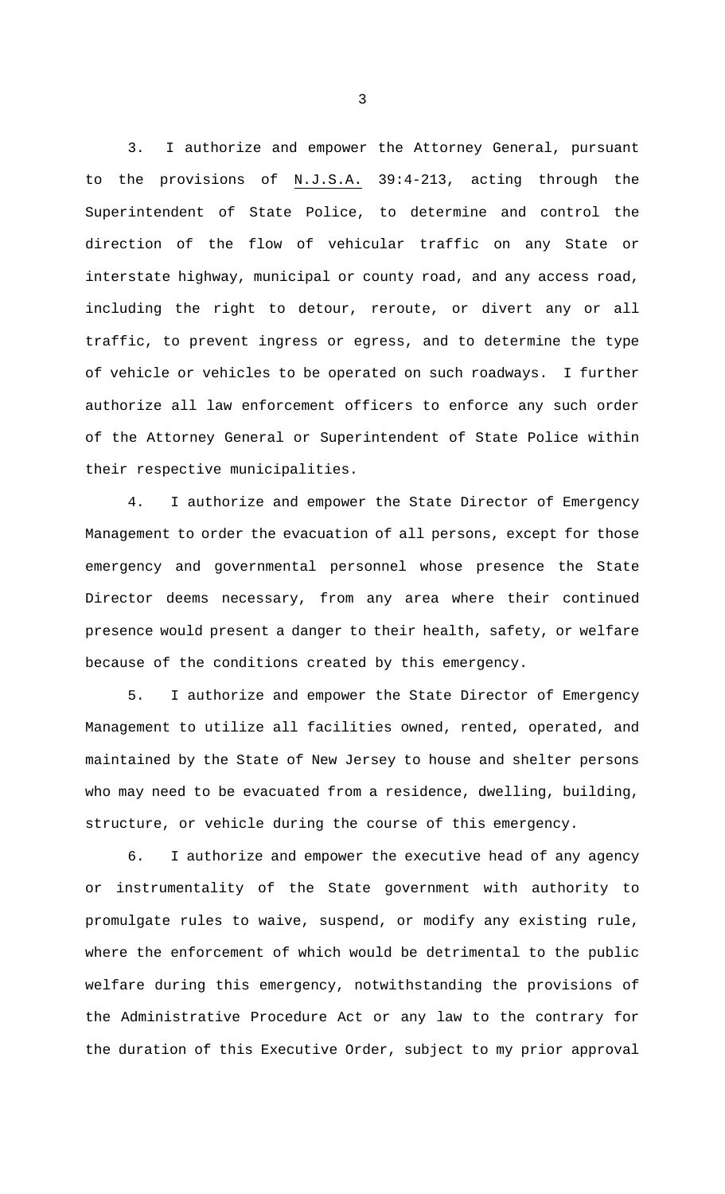3. I authorize and empower the Attorney General, pursuant to the provisions of N.J.S.A. 39:4-213, acting through the Superintendent of State Police, to determine and control the direction of the flow of vehicular traffic on any State or interstate highway, municipal or county road, and any access road, including the right to detour, reroute, or divert any or all traffic, to prevent ingress or egress, and to determine the type of vehicle or vehicles to be operated on such roadways. I further authorize all law enforcement officers to enforce any such order of the Attorney General or Superintendent of State Police within their respective municipalities.

4. I authorize and empower the State Director of Emergency Management to order the evacuation of all persons, except for those emergency and governmental personnel whose presence the State Director deems necessary, from any area where their continued presence would present a danger to their health, safety, or welfare because of the conditions created by this emergency.

5. I authorize and empower the State Director of Emergency Management to utilize all facilities owned, rented, operated, and maintained by the State of New Jersey to house and shelter persons who may need to be evacuated from a residence, dwelling, building, structure, or vehicle during the course of this emergency.

6. I authorize and empower the executive head of any agency or instrumentality of the State government with authority to promulgate rules to waive, suspend, or modify any existing rule, where the enforcement of which would be detrimental to the public welfare during this emergency, notwithstanding the provisions of the Administrative Procedure Act or any law to the contrary for the duration of this Executive Order, subject to my prior approval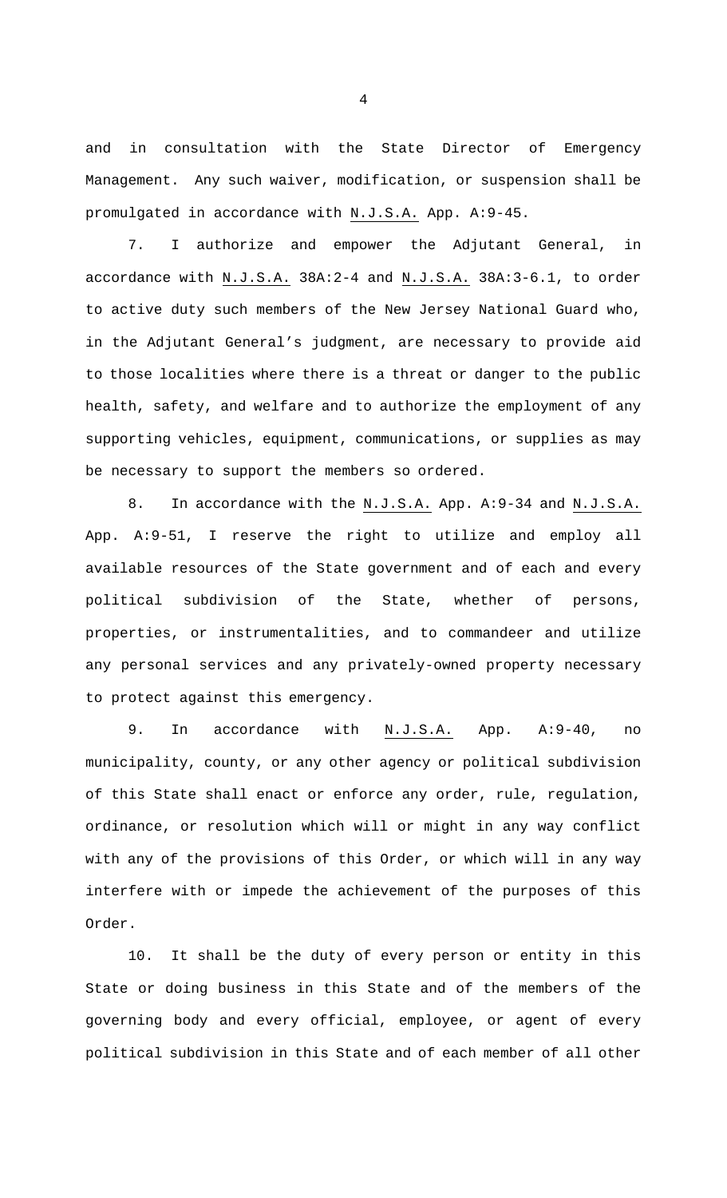and in consultation with the State Director of Emergency Management. Any such waiver, modification, or suspension shall be promulgated in accordance with N.J.S.A. App. A:9-45.

7. I authorize and empower the Adjutant General, in accordance with N.J.S.A. 38A:2-4 and N.J.S.A. 38A:3-6.1, to order to active duty such members of the New Jersey National Guard who, in the Adjutant General's judgment, are necessary to provide aid to those localities where there is a threat or danger to the public health, safety, and welfare and to authorize the employment of any supporting vehicles, equipment, communications, or supplies as may be necessary to support the members so ordered.

8. In accordance with the N.J.S.A. App. A:9-34 and N.J.S.A. App. A:9-51, I reserve the right to utilize and employ all available resources of the State government and of each and every political subdivision of the State, whether of persons, properties, or instrumentalities, and to commandeer and utilize any personal services and any privately-owned property necessary to protect against this emergency.

9. In accordance with N.J.S.A. App. A:9-40, no municipality, county, or any other agency or political subdivision of this State shall enact or enforce any order, rule, regulation, ordinance, or resolution which will or might in any way conflict with any of the provisions of this Order, or which will in any way interfere with or impede the achievement of the purposes of this Order.

10. It shall be the duty of every person or entity in this State or doing business in this State and of the members of the governing body and every official, employee, or agent of every political subdivision in this State and of each member of all other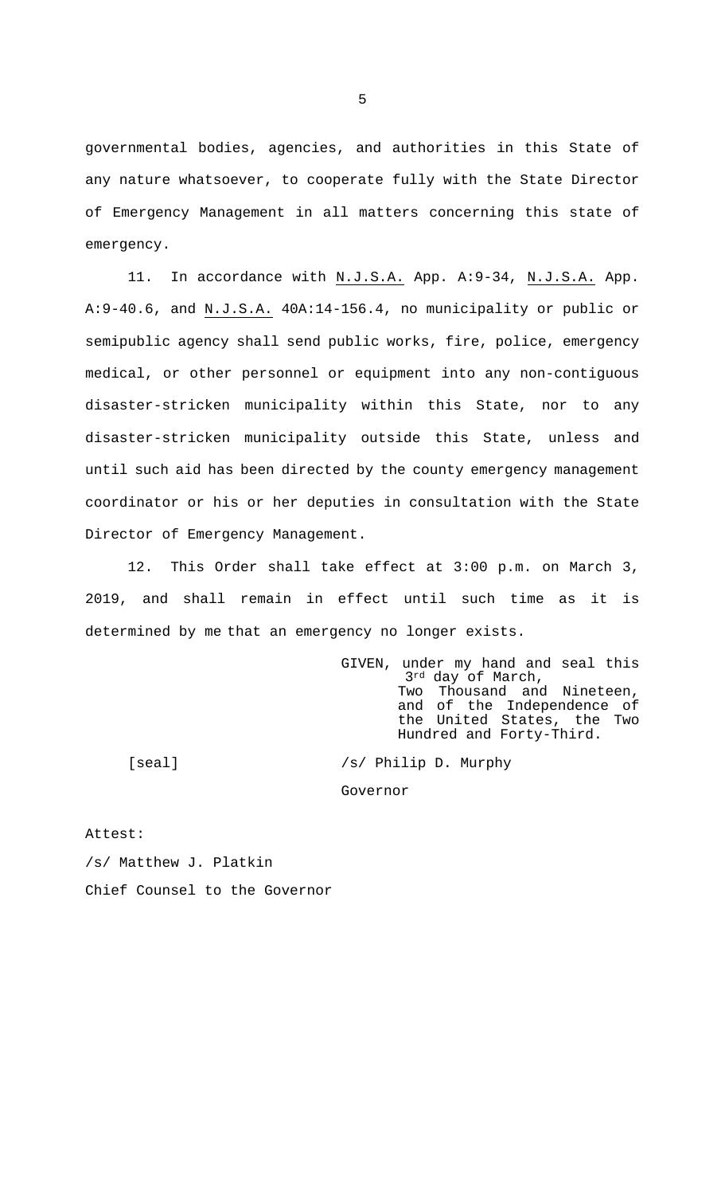governmental bodies, agencies, and authorities in this State of any nature whatsoever, to cooperate fully with the State Director of Emergency Management in all matters concerning this state of emergency.

11. In accordance with N.J.S.A. App. A:9-34, N.J.S.A. App. A:9-40.6, and N.J.S.A. 40A:14-156.4, no municipality or public or semipublic agency shall send public works, fire, police, emergency medical, or other personnel or equipment into any non-contiguous disaster-stricken municipality within this State, nor to any disaster-stricken municipality outside this State, unless and until such aid has been directed by the county emergency management coordinator or his or her deputies in consultation with the State Director of Emergency Management.

12. This Order shall take effect at 3:00 p.m. on March 3, 2019, and shall remain in effect until such time as it is determined by me that an emergency no longer exists.

GIVEN, under my hand and seal this 3rd day of March, Two Thousand and Nineteen, and of the Independence of the United States, the Two Hundred and Forty-Third.

[seal]

/s/ Philip D. Murphy

Governor

Attest:

/s/ Matthew J. Platkin

Chief Counsel to the Governor